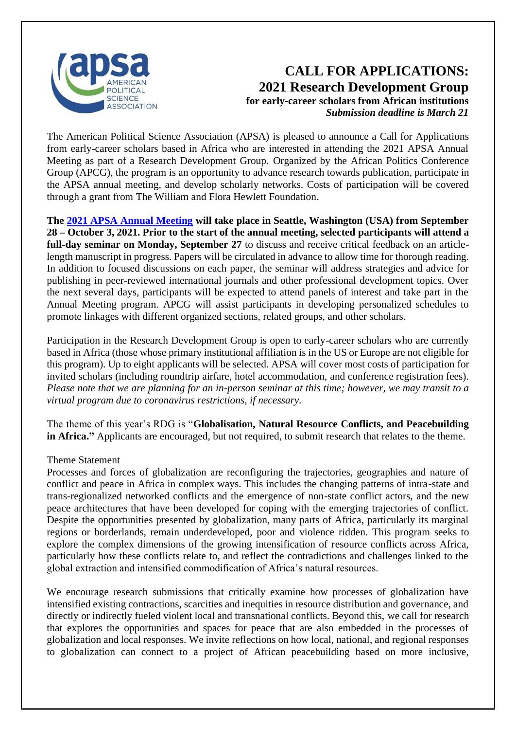# CALL FOR APPLICATIONS: 2021 Research Development Group

**for early-career scholars from African institutions**

***Submission deadline is March 21***

The American Political Science Association (APSA) is pleased to announce a Call for Applications from early-career scholars based in Africa who are interested in attending the 2021 APSA Annual Meeting as part of a Research Development Group. Organized by the African Politics Conference Group (APCG), the program is an opportunity to advance research towards publication, participate in the APSA annual meeting, and develop scholarly networks. Costs of participation will be covered through a grant from The William and Flora Hewlett Foundation.

**The 2021 APSA Annual Meeting will take place in Seattle, Washington (USA) from September 28 – October 3, 2021. Prior to the start of the annual meeting, selected participants will attend a full-day seminar on Monday, September 27** to discuss and receive critical feedback on an article-length manuscript in progress. Papers will be circulated in advance to allow time for thorough reading. In addition to focused discussions on each paper, the seminar will address strategies and advice for publishing in peer-reviewed international journals and other professional development topics. Over the next several days, participants will be expected to attend panels of interest and take part in the Annual Meeting program. APCG will assist participants in developing personalized schedules to promote linkages with different organized sections, related groups, and other scholars.

Participation in the Research Development Group is open to early-career scholars who are currently based in Africa (those whose primary institutional affiliation is in the US or Europe are not eligible for this program). Up to eight applicants will be selected. APSA will cover most costs of participation for invited scholars (including roundtrip airfare, hotel accommodation, and conference registration fees). *Please note that we are planning for an in-person seminar at this time; however, we may transit to a virtual program due to coronavirus restrictions, if necessary.*

The theme of this year's RDG is "**Globalisation, Natural Resource Conflicts, and Peacebuilding in Africa.**" Applicants are encouraged, but not required, to submit research that relates to the theme.

## Theme Statement

Processes and forces of globalization are reconfiguring the trajectories, geographies and nature of conflict and peace in Africa in complex ways. This includes the changing patterns of intra-state and trans-regionalized networked conflicts and the emergence of non-state conflict actors, and the new peace architectures that have been developed for coping with the emerging trajectories of conflict. Despite the opportunities presented by globalization, many parts of Africa, particularly its marginal regions or borderlands, remain underdeveloped, poor and violence ridden. This program seeks to explore the complex dimensions of the growing intensification of resource conflicts across Africa, particularly how these conflicts relate to, and reflect the contradictions and challenges linked to the global extraction and intensified commodification of Africa's natural resources.

We encourage research submissions that critically examine how processes of globalization have intensified existing contractions, scarcities and inequities in resource distribution and governance, and directly or indirectly fueled violent local and transnational conflicts. Beyond this, we call for research that explores the opportunities and spaces for peace that are also embedded in the processes of globalization and local responses. We invite reflections on how local, national, and regional responses to globalization can connect to a project of African peacebuilding based on more inclusive,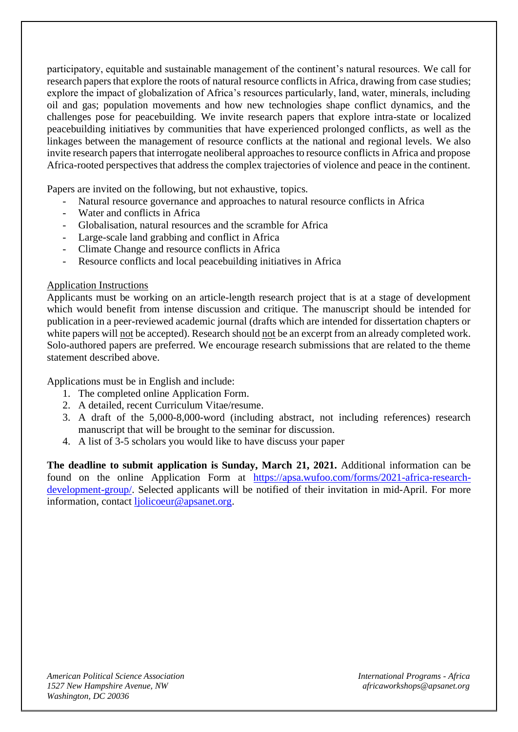participatory, equitable and sustainable management of the continent's natural resources. We call for research papers that explore the roots of natural resource conflicts in Africa, drawing from case studies; explore the impact of globalization of Africa's resources particularly, land, water, minerals, including oil and gas; population movements and how new technologies shape conflict dynamics, and the challenges pose for peacebuilding. We invite research papers that explore intra-state or localized peacebuilding initiatives by communities that have experienced prolonged conflicts, as well as the linkages between the management of resource conflicts at the national and regional levels. We also invite research papers that interrogate neoliberal approaches to resource conflicts in Africa and propose Africa-rooted perspectives that address the complex trajectories of violence and peace in the continent.

Papers are invited on the following, but not exhaustive, topics.

- Natural resource governance and approaches to natural resource conflicts in Africa
- Water and conflicts in Africa
- Globalisation, natural resources and the scramble for Africa
- Large-scale land grabbing and conflict in Africa
- Climate Change and resource conflicts in Africa
- Resource conflicts and local peacebuilding initiatives in Africa

Application Instructions

Applicants must be working on an article-length research project that is at a stage of development which would benefit from intense discussion and critique. The manuscript should be intended for publication in a peer-reviewed academic journal (drafts which are intended for dissertation chapters or white papers will not be accepted). Research should not be an excerpt from an already completed work. Solo-authored papers are preferred. We encourage research submissions that are related to the theme statement described above.

Applications must be in English and include:

1. The completed online Application Form.
2. A detailed, recent Curriculum Vitae/resume.
3. A draft of the 5,000-8,000-word (including abstract, not including references) research manuscript that will be brought to the seminar for discussion.
4. A list of 3-5 scholars you would like to have discuss your paper

**The deadline to submit application is Sunday, March 21, 2021.** Additional information can be found on the online Application Form at https://apsa.wufoo.com/forms/2021-africa-research-development-group/. Selected applicants will be notified of their invitation in mid-April. For more information, contact ljolicoeur@apsanet.org.

*American Political Science Association*
*1527 New Hampshire Avenue, NW*
*Washington, DC 20036*

*International Programs - Africa*
*africaworkshops@apsanet.org*